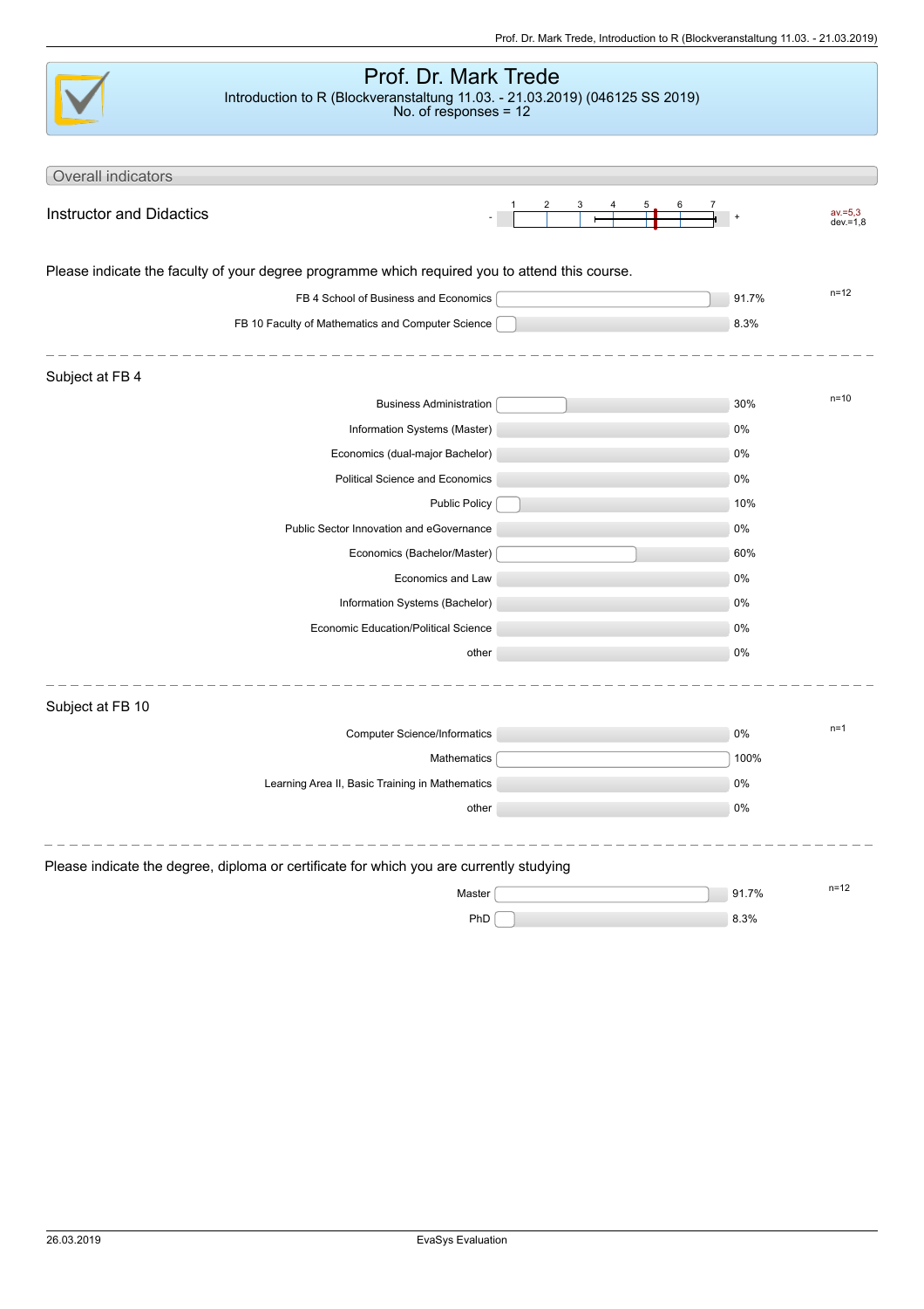# Prof. Dr. Mark Trede

Introduction to R (Blockveranstaltung 11.03. - 21.03.2019) (046125 SS 2019)
No. of responses = 12

## Overall indicators

**Instructor and Didactics** — Scale: - 1 2 3 4 5 6 7 + — av.=5,3 dev.=1,8

---

### Please indicate the faculty of your degree programme which required you to attend this course.

n=12

| Option | Percentage |
|---|---|
| FB 4 School of Business and Economics | 91.7% |
| FB 10 Faculty of Mathematics and Computer Science | 8.3% |

---

### Subject at FB 4

n=10

| Option | Percentage |
|---|---|
| Business Administration | 30% |
| Information Systems (Master) | 0% |
| Economics (dual-major Bachelor) | 0% |
| Political Science and Economics | 0% |
| Public Policy | 10% |
| Public Sector Innovation and eGovernance | 0% |
| Economics (Bachelor/Master) | 60% |
| Economics and Law | 0% |
| Information Systems (Bachelor) | 0% |
| Economic Education/Political Science | 0% |
| other | 0% |

---

### Subject at FB 10

n=1

| Option | Percentage |
|---|---|
| Computer Science/Informatics | 0% |
| Mathematics | 100% |
| Learning Area II, Basic Training in Mathematics | 0% |
| other | 0% |

---

### Please indicate the degree, diploma or certificate for which you are currently studying

n=12

| Option | Percentage |
|---|---|
| Master | 91.7% |
| PhD | 8.3% |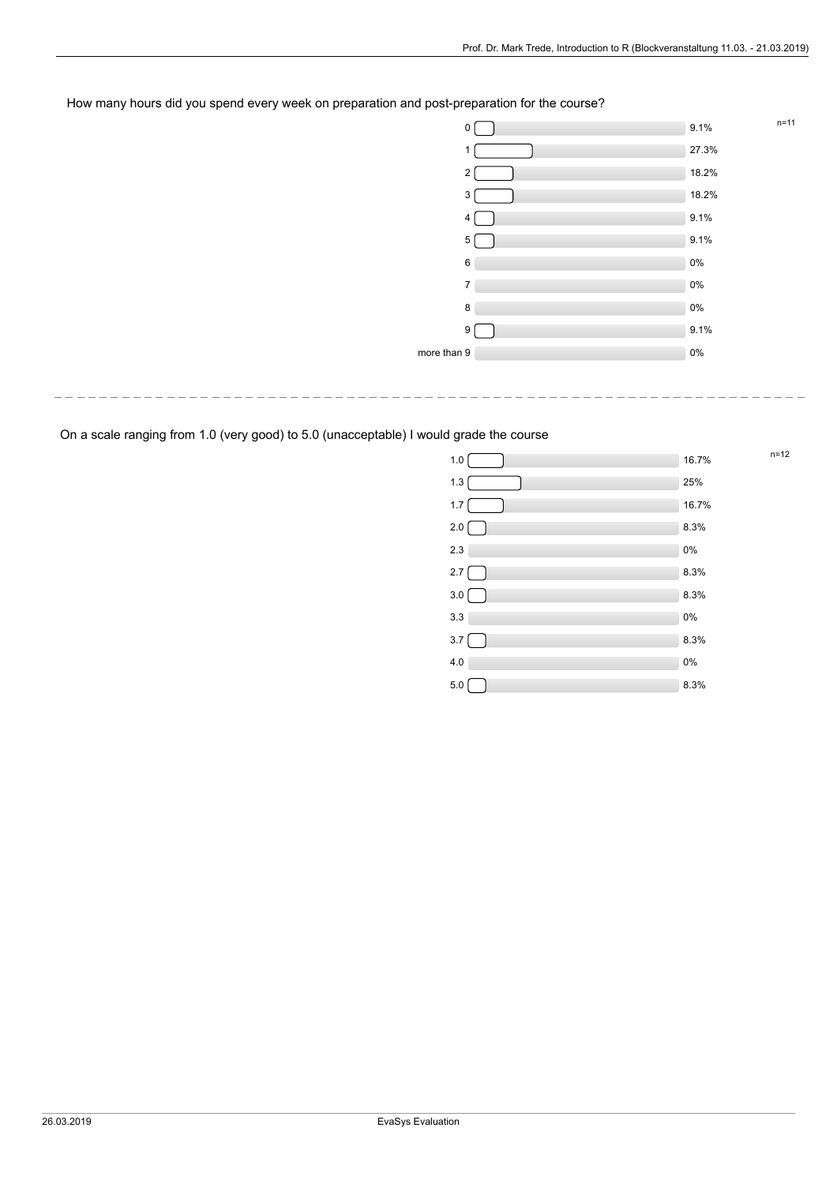How many hours did you spend every week on preparation and post-preparation for the course?

n=11

| Hours | Percentage |
| --- | --- |
| 0 | 9.1% |
| 1 | 27.3% |
| 2 | 18.2% |
| 3 | 18.2% |
| 4 | 9.1% |
| 5 | 9.1% |
| 6 | 0% |
| 7 | 0% |
| 8 | 0% |
| 9 | 9.1% |
| more than 9 | 0% |

---

On a scale ranging from 1.0 (very good) to 5.0 (unacceptable) I would grade the course

n=12

| Grade | Percentage |
| --- | --- |
| 1.0 | 16.7% |
| 1.3 | 25% |
| 1.7 | 16.7% |
| 2.0 | 8.3% |
| 2.3 | 0% |
| 2.7 | 8.3% |
| 3.0 | 8.3% |
| 3.3 | 0% |
| 3.7 | 8.3% |
| 4.0 | 0% |
| 5.0 | 8.3% |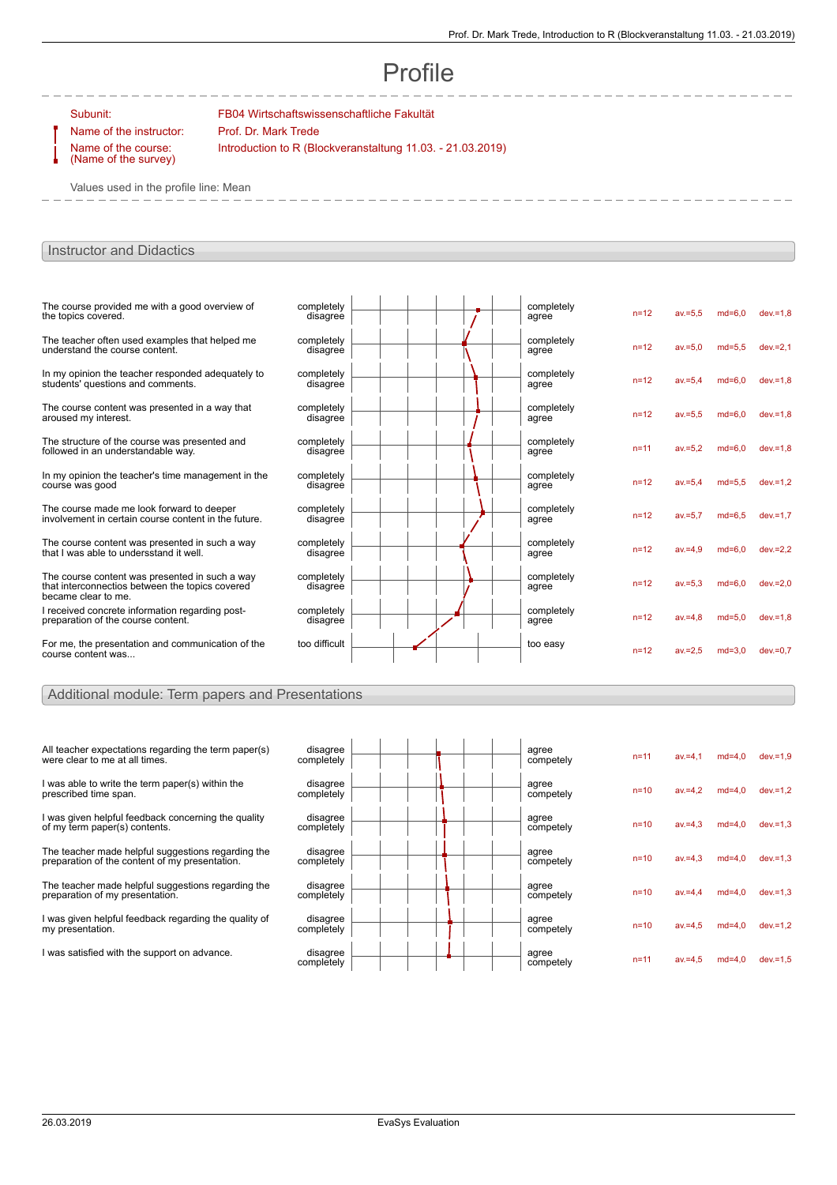# Profile

Subunit: FB04 Wirtschaftswissenschaftliche Fakultät
Name of the instructor: Prof. Dr. Mark Trede
Name of the course: (Name of the survey) Introduction to R (Blockveranstaltung 11.03. - 21.03.2019)

Values used in the profile line: Mean

## Instructor and Didactics

| Question | Left pole | Right pole | n | av. | md | dev. |
|---|---|---|---|---|---|---|
| The course provided me with a good overview of the topics covered. | completely disagree | completely agree | n=12 | av.=5,5 | md=6,0 | dev.=1,8 |
| The teacher often used examples that helped me understand the course content. | completely disagree | completely agree | n=12 | av.=5,0 | md=5,5 | dev.=2,1 |
| In my opinion the teacher responded adequately to students' questions and comments. | completely disagree | completely agree | n=12 | av.=5,4 | md=6,0 | dev.=1,8 |
| The course content was presented in a way that aroused my interest. | completely disagree | completely agree | n=12 | av.=5,5 | md=6,0 | dev.=1,8 |
| The structure of the course was presented and followed in an understandable way. | completely disagree | completely agree | n=11 | av.=5,2 | md=6,0 | dev.=1,8 |
| In my opinion the teacher's time management in the course was good | completely disagree | completely agree | n=12 | av.=5,4 | md=5,5 | dev.=1,2 |
| The course made me look forward to deeper involvement in certain course content in the future. | completely disagree | completely agree | n=12 | av.=5,7 | md=6,5 | dev.=1,7 |
| The course content was presented in such a way that I was able to undersstand it well. | completely disagree | completely agree | n=12 | av.=4,9 | md=6,0 | dev.=2,2 |
| The course content was presented in such a way that interconnections between the topics covered became clear to me. | completely disagree | completely agree | n=12 | av.=5,3 | md=6,0 | dev.=2,0 |
| I received concrete information regarding post-preparation of the course content. | completely disagree | completely agree | n=12 | av.=4,8 | md=5,0 | dev.=1,8 |
| For me, the presentation and communication of the course content was... | too difficult | too easy | n=12 | av.=2,5 | md=3,0 | dev.=0,7 |

## Additional module: Term papers and Presentations

| Question | Left pole | Right pole | n | av. | md | dev. |
|---|---|---|---|---|---|---|
| All teacher expectations regarding the term paper(s) were clear to me at all times. | disagree completely | agree competely | n=11 | av.=4,1 | md=4,0 | dev.=1,9 |
| I was able to write the term paper(s) within the prescribed time span. | disagree completely | agree competely | n=10 | av.=4,2 | md=4,0 | dev.=1,2 |
| I was given helpful feedback concerning the quality of my term paper(s) contents. | disagree completely | agree competely | n=10 | av.=4,3 | md=4,0 | dev.=1,3 |
| The teacher made helpful suggestions regarding the preparation of the content of my presentation. | disagree completely | agree competely | n=10 | av.=4,3 | md=4,0 | dev.=1,3 |
| The teacher made helpful suggestions regarding the preparation of my presentation. | disagree completely | agree competely | n=10 | av.=4,4 | md=4,0 | dev.=1,3 |
| I was given helpful feedback regarding the quality of my presentation. | disagree completely | agree competely | n=10 | av.=4,5 | md=4,0 | dev.=1,2 |
| I was satisfied with the support on advance. | disagree completely | agree competely | n=11 | av.=4,5 | md=4,0 | dev.=1,5 |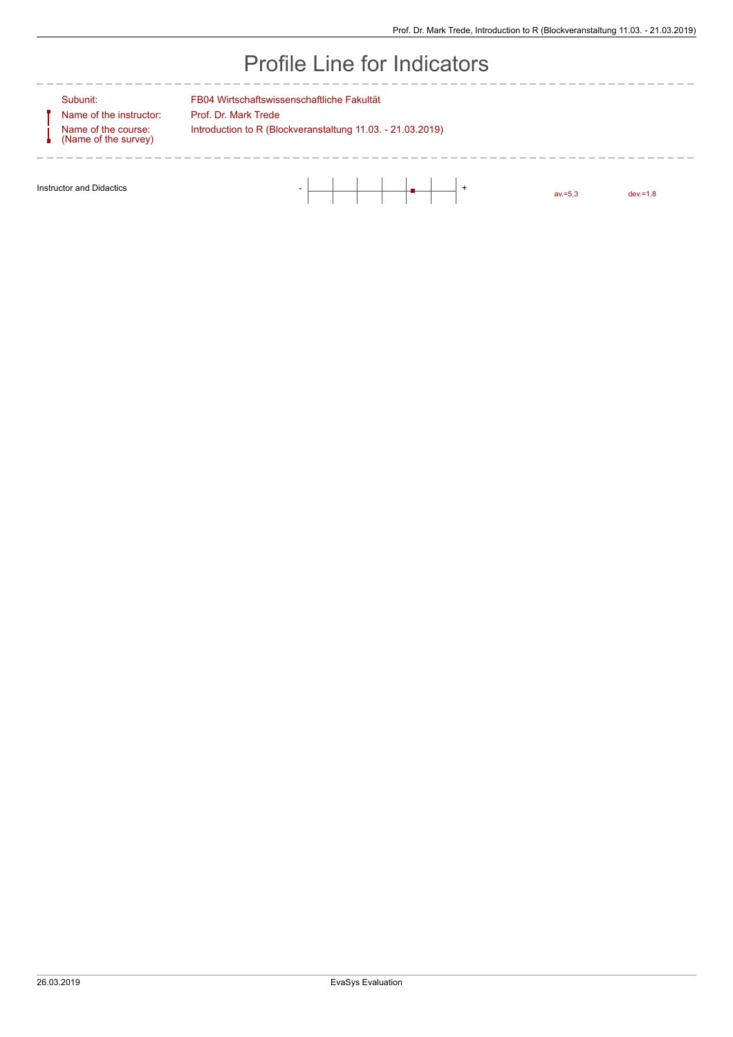# Profile Line for Indicators

Subunit: FB04 Wirtschaftswissenschaftliche Fakultät

Name of the instructor: Prof. Dr. Mark Trede

Name of the course: (Name of the survey) Introduction to R (Blockveranstaltung 11.03. - 21.03.2019)

Instructor and Didactics

\-

\+

av.=5,3

dev.=1,8

26.03.2019

EvaSys Evaluation